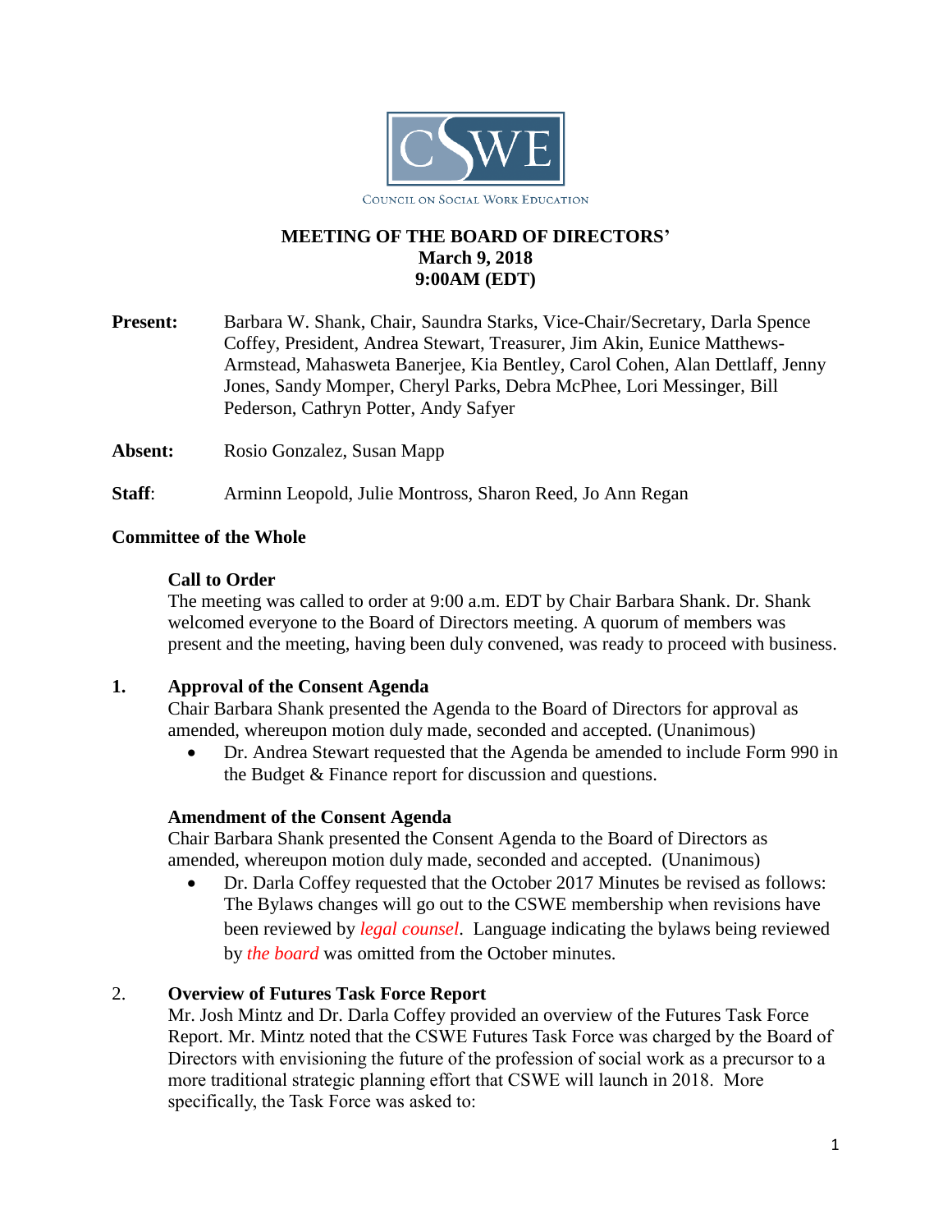COUNCIL ON SOCIAL WORK EDUCATION

# MEETING OF THE BOARD OF DIRECTORS'
## March 9, 2018
## 9:00AM (EDT)

**Present:** Barbara W. Shank, Chair, Saundra Starks, Vice-Chair/Secretary, Darla Spence Coffey, President, Andrea Stewart, Treasurer, Jim Akin, Eunice Matthews-Armstead, Mahasweta Banerjee, Kia Bentley, Carol Cohen, Alan Dettlaff, Jenny Jones, Sandy Momper, Cheryl Parks, Debra McPhee, Lori Messinger, Bill Pederson, Cathryn Potter, Andy Safyer

**Absent:** Rosio Gonzalez, Susan Mapp

**Staff**: Arminn Leopold, Julie Montross, Sharon Reed, Jo Ann Regan

**Committee of the Whole**

**Call to Order**
The meeting was called to order at 9:00 a.m. EDT by Chair Barbara Shank. Dr. Shank welcomed everyone to the Board of Directors meeting. A quorum of members was present and the meeting, having been duly convened, was ready to proceed with business.

**1. Approval of the Consent Agenda**
Chair Barbara Shank presented the Agenda to the Board of Directors for approval as amended, whereupon motion duly made, seconded and accepted. (Unanimous)

- Dr. Andrea Stewart requested that the Agenda be amended to include Form 990 in the Budget & Finance report for discussion and questions.

**Amendment of the Consent Agenda**
Chair Barbara Shank presented the Consent Agenda to the Board of Directors as amended, whereupon motion duly made, seconded and accepted. (Unanimous)

- Dr. Darla Coffey requested that the October 2017 Minutes be revised as follows: The Bylaws changes will go out to the CSWE membership when revisions have been reviewed by *legal counsel*. Language indicating the bylaws being reviewed by *the board* was omitted from the October minutes.

**2. Overview of Futures Task Force Report**
Mr. Josh Mintz and Dr. Darla Coffey provided an overview of the Futures Task Force Report. Mr. Mintz noted that the CSWE Futures Task Force was charged by the Board of Directors with envisioning the future of the profession of social work as a precursor to a more traditional strategic planning effort that CSWE will launch in 2018. More specifically, the Task Force was asked to: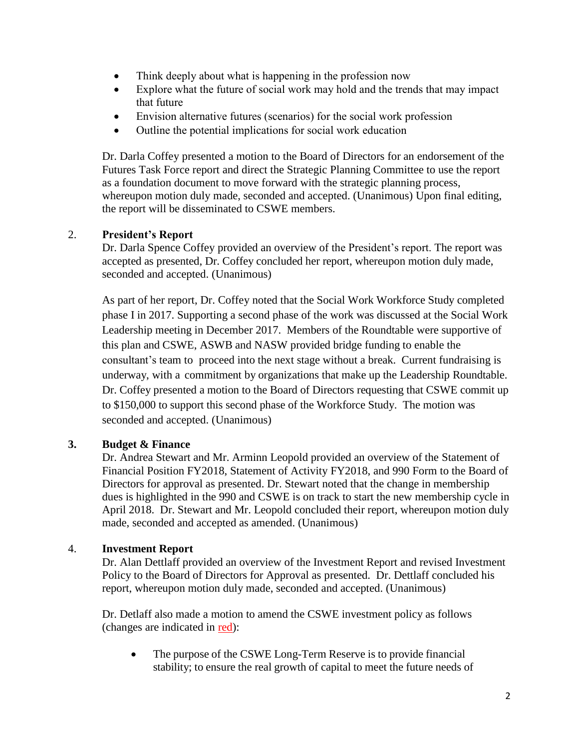- Think deeply about what is happening in the profession now
- Explore what the future of social work may hold and the trends that may impact that future
- Envision alternative futures (scenarios) for the social work profession
- Outline the potential implications for social work education

Dr. Darla Coffey presented a motion to the Board of Directors for an endorsement of the Futures Task Force report and direct the Strategic Planning Committee to use the report as a foundation document to move forward with the strategic planning process, whereupon motion duly made, seconded and accepted. (Unanimous) Upon final editing, the report will be disseminated to CSWE members.

2. **President's Report**

Dr. Darla Spence Coffey provided an overview of the President's report. The report was accepted as presented, Dr. Coffey concluded her report, whereupon motion duly made, seconded and accepted. (Unanimous)

As part of her report, Dr. Coffey noted that the Social Work Workforce Study completed phase I in 2017. Supporting a second phase of the work was discussed at the Social Work Leadership meeting in December 2017. Members of the Roundtable were supportive of this plan and CSWE, ASWB and NASW provided bridge funding to enable the consultant's team to proceed into the next stage without a break. Current fundraising is underway, with a commitment by organizations that make up the Leadership Roundtable. Dr. Coffey presented a motion to the Board of Directors requesting that CSWE commit up to $150,000 to support this second phase of the Workforce Study. The motion was seconded and accepted. (Unanimous)

3. **Budget & Finance**

Dr. Andrea Stewart and Mr. Arminn Leopold provided an overview of the Statement of Financial Position FY2018, Statement of Activity FY2018, and 990 Form to the Board of Directors for approval as presented. Dr. Stewart noted that the change in membership dues is highlighted in the 990 and CSWE is on track to start the new membership cycle in April 2018. Dr. Stewart and Mr. Leopold concluded their report, whereupon motion duly made, seconded and accepted as amended. (Unanimous)

4. **Investment Report**

Dr. Alan Dettlaff provided an overview of the Investment Report and revised Investment Policy to the Board of Directors for Approval as presented. Dr. Dettlaff concluded his report, whereupon motion duly made, seconded and accepted. (Unanimous)

Dr. Detlaff also made a motion to amend the CSWE investment policy as follows (changes are indicated in red):

- The purpose of the CSWE Long-Term Reserve is to provide financial stability; to ensure the real growth of capital to meet the future needs of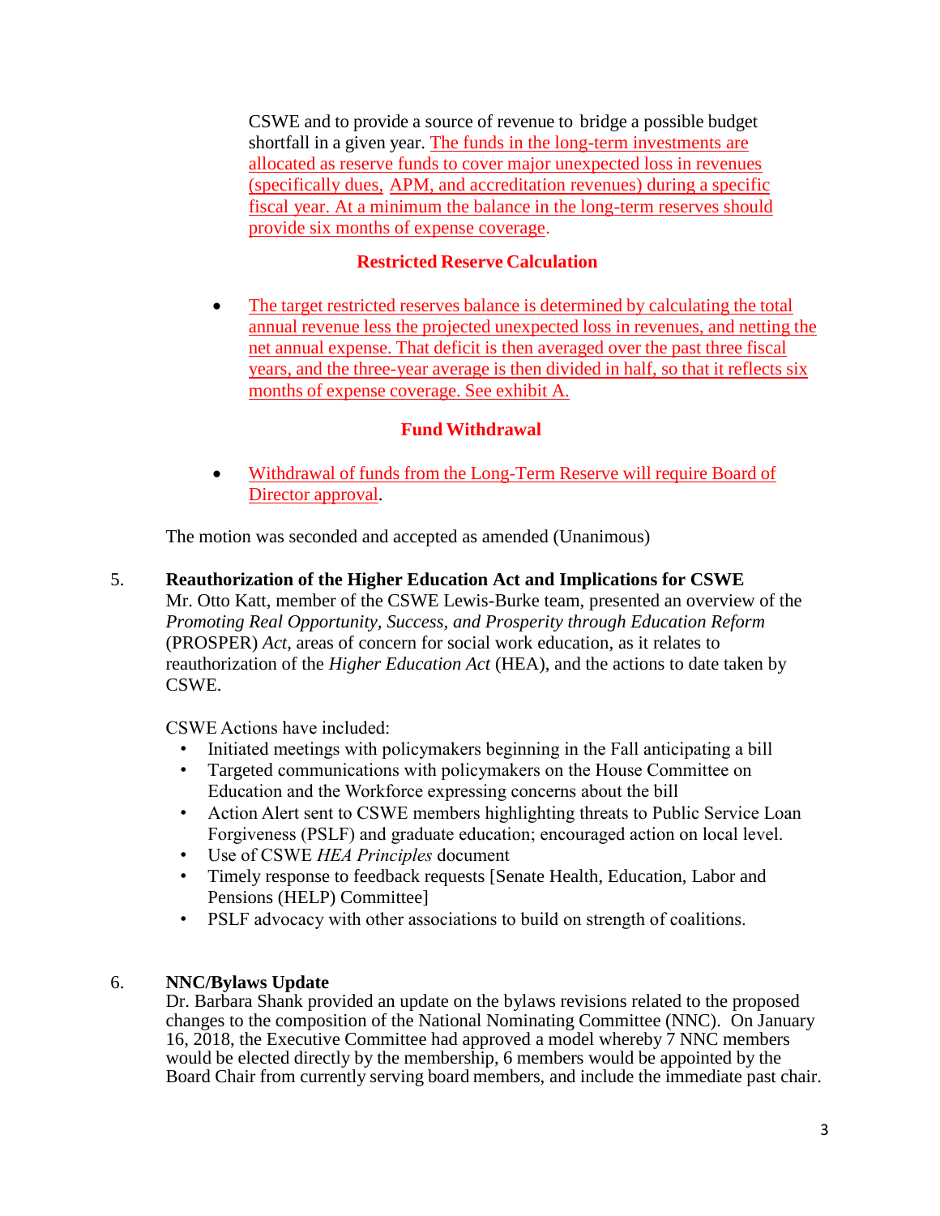CSWE and to provide a source of revenue to bridge a possible budget shortfall in a given year. The funds in the long-term investments are allocated as reserve funds to cover major unexpected loss in revenues (specifically dues, APM, and accreditation revenues) during a specific fiscal year. At a minimum the balance in the long-term reserves should provide six months of expense coverage.

**Restricted Reserve Calculation**

- The target restricted reserves balance is determined by calculating the total annual revenue less the projected unexpected loss in revenues, and netting the net annual expense. That deficit is then averaged over the past three fiscal years, and the three-year average is then divided in half, so that it reflects six months of expense coverage. See exhibit A.

**Fund Withdrawal**

- Withdrawal of funds from the Long-Term Reserve will require Board of Director approval.

The motion was seconded and accepted as amended (Unanimous)

5. **Reauthorization of the Higher Education Act and Implications for CSWE**
Mr. Otto Katt, member of the CSWE Lewis-Burke team, presented an overview of the *Promoting Real Opportunity, Success, and Prosperity through Education Reform* (PROSPER) *Act*, areas of concern for social work education, as it relates to reauthorization of the *Higher Education Act* (HEA), and the actions to date taken by CSWE.

CSWE Actions have included:

- Initiated meetings with policymakers beginning in the Fall anticipating a bill
- Targeted communications with policymakers on the House Committee on Education and the Workforce expressing concerns about the bill
- Action Alert sent to CSWE members highlighting threats to Public Service Loan Forgiveness (PSLF) and graduate education; encouraged action on local level.
- Use of CSWE *HEA Principles* document
- Timely response to feedback requests [Senate Health, Education, Labor and Pensions (HELP) Committee]
- PSLF advocacy with other associations to build on strength of coalitions.

6. **NNC/Bylaws Update**
Dr. Barbara Shank provided an update on the bylaws revisions related to the proposed changes to the composition of the National Nominating Committee (NNC). On January 16, 2018, the Executive Committee had approved a model whereby 7 NNC members would be elected directly by the membership, 6 members would be appointed by the Board Chair from currently serving board members, and include the immediate past chair.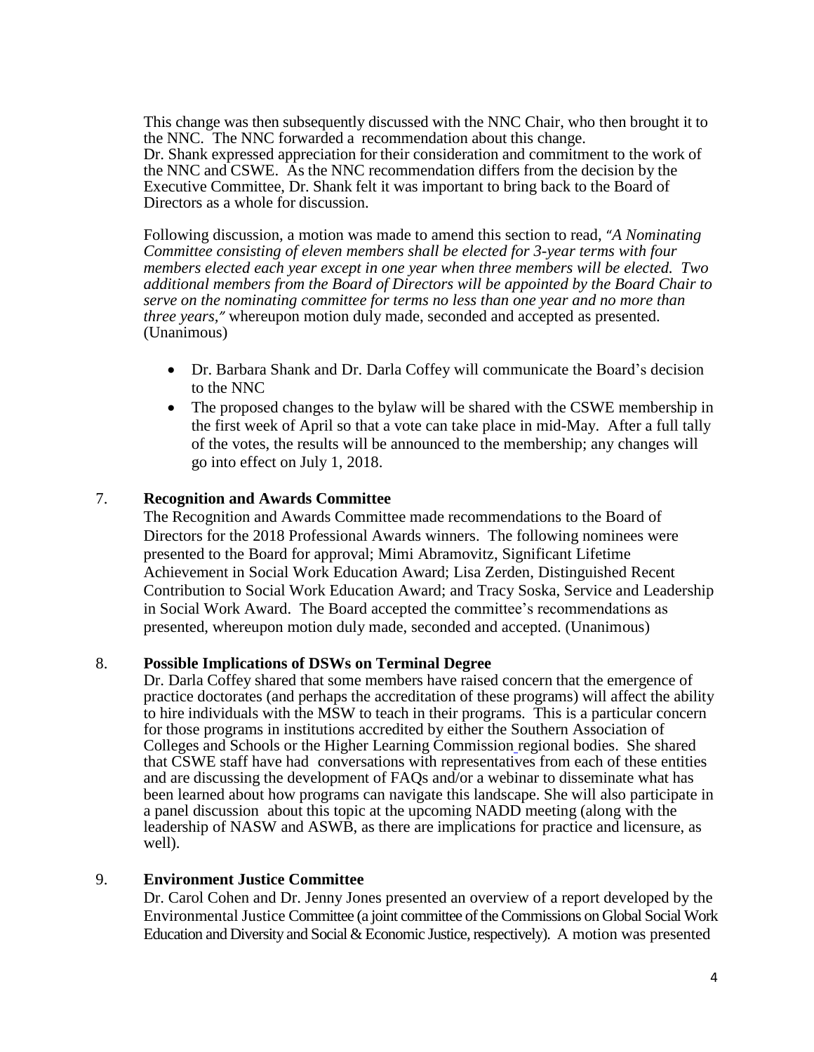This change was then subsequently discussed with the NNC Chair, who then brought it to the NNC. The NNC forwarded a recommendation about this change.
Dr. Shank expressed appreciation for their consideration and commitment to the work of the NNC and CSWE. As the NNC recommendation differs from the decision by the Executive Committee, Dr. Shank felt it was important to bring back to the Board of Directors as a whole for discussion.

Following discussion, a motion was made to amend this section to read, "*A Nominating Committee consisting of eleven members shall be elected for 3-year terms with four members elected each year except in one year when three members will be elected. Two additional members from the Board of Directors will be appointed by the Board Chair to serve on the nominating committee for terms no less than one year and no more than three years,*" whereupon motion duly made, seconded and accepted as presented. (Unanimous)

- Dr. Barbara Shank and Dr. Darla Coffey will communicate the Board's decision to the NNC
- The proposed changes to the bylaw will be shared with the CSWE membership in the first week of April so that a vote can take place in mid-May. After a full tally of the votes, the results will be announced to the membership; any changes will go into effect on July 1, 2018.

7. **Recognition and Awards Committee**

The Recognition and Awards Committee made recommendations to the Board of Directors for the 2018 Professional Awards winners. The following nominees were presented to the Board for approval; Mimi Abramovitz, Significant Lifetime Achievement in Social Work Education Award; Lisa Zerden, Distinguished Recent Contribution to Social Work Education Award; and Tracy Soska, Service and Leadership in Social Work Award. The Board accepted the committee's recommendations as presented, whereupon motion duly made, seconded and accepted. (Unanimous)

8. **Possible Implications of DSWs on Terminal Degree**

Dr. Darla Coffey shared that some members have raised concern that the emergence of practice doctorates (and perhaps the accreditation of these programs) will affect the ability to hire individuals with the MSW to teach in their programs. This is a particular concern for those programs in institutions accredited by either the Southern Association of Colleges and Schools or the Higher Learning Commission regional bodies. She shared that CSWE staff have had conversations with representatives from each of these entities and are discussing the development of FAQs and/or a webinar to disseminate what has been learned about how programs can navigate this landscape. She will also participate in a panel discussion about this topic at the upcoming NADD meeting (along with the leadership of NASW and ASWB, as there are implications for practice and licensure, as well).

9. **Environment Justice Committee**

Dr. Carol Cohen and Dr. Jenny Jones presented an overview of a report developed by the Environmental Justice Committee (a joint committee of the Commissions on Global Social Work Education and Diversity and Social & Economic Justice, respectively). A motion was presented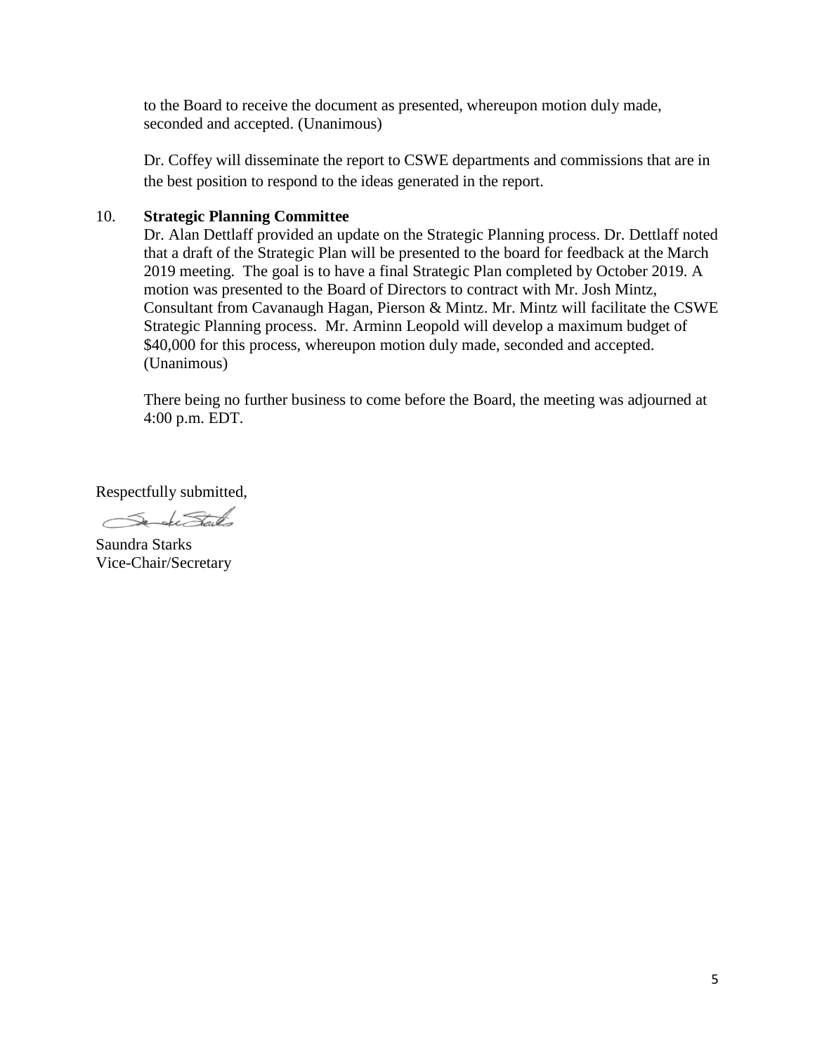to the Board to receive the document as presented, whereupon motion duly made, seconded and accepted. (Unanimous)

Dr. Coffey will disseminate the report to CSWE departments and commissions that are in the best position to respond to the ideas generated in the report.

10. **Strategic Planning Committee**

Dr. Alan Dettlaff provided an update on the Strategic Planning process. Dr. Dettlaff noted that a draft of the Strategic Plan will be presented to the board for feedback at the March 2019 meeting. The goal is to have a final Strategic Plan completed by October 2019. A motion was presented to the Board of Directors to contract with Mr. Josh Mintz, Consultant from Cavanaugh Hagan, Pierson & Mintz. Mr. Mintz will facilitate the CSWE Strategic Planning process. Mr. Arminn Leopold will develop a maximum budget of $40,000 for this process, whereupon motion duly made, seconded and accepted. (Unanimous)

There being no further business to come before the Board, the meeting was adjourned at 4:00 p.m. EDT.

Respectfully submitted,

Saundra Starks
Vice-Chair/Secretary